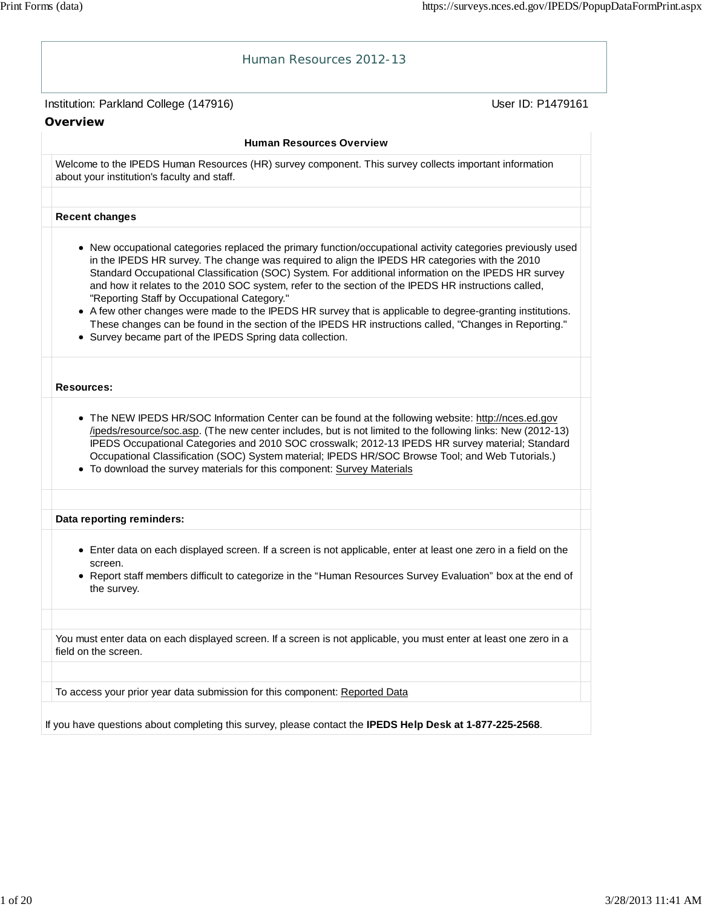# Human Resources 2012-13

Institution: Parkland College (147916) User ID: P1479161

## Overview

### Human Resources Overview

Welcome to the IPEDS Human Resources (HR) survey component. This survey collects important information about your institution's faculty and staff.

**Recent changes**

- New occupational categories replaced the primary function/occupational activity categories previously used in the IPEDS HR survey. The change was required to align the IPEDS HR categories with the 2010 Standard Occupational Classification (SOC) System. For additional information on the IPEDS HR survey and how it relates to the 2010 SOC system, refer to the section of the IPEDS HR instructions called, "Reporting Staff by Occupational Category."
- A few other changes were made to the IPEDS HR survey that is applicable to degree-granting institutions. These changes can be found in the section of the IPEDS HR instructions called, "Changes in Reporting."
- Survey became part of the IPEDS Spring data collection.

**Resources:**

- The NEW IPEDS HR/SOC Information Center can be found at the following website: http://nces.ed.gov/ipeds/resource/soc.asp. (The new center includes, but is not limited to the following links: New (2012-13) IPEDS Occupational Categories and 2010 SOC crosswalk; 2012-13 IPEDS HR survey material; Standard Occupational Classification (SOC) System material; IPEDS HR/SOC Browse Tool; and Web Tutorials.)
- To download the survey materials for this component: Survey Materials

**Data reporting reminders:**

- Enter data on each displayed screen. If a screen is not applicable, enter at least one zero in a field on the screen.
- Report staff members difficult to categorize in the “Human Resources Survey Evaluation” box at the end of the survey.

You must enter data on each displayed screen. If a screen is not applicable, you must enter at least one zero in a field on the screen.

To access your prior year data submission for this component: Reported Data

If you have questions about completing this survey, please contact the **IPEDS Help Desk at 1-877-225-2568**.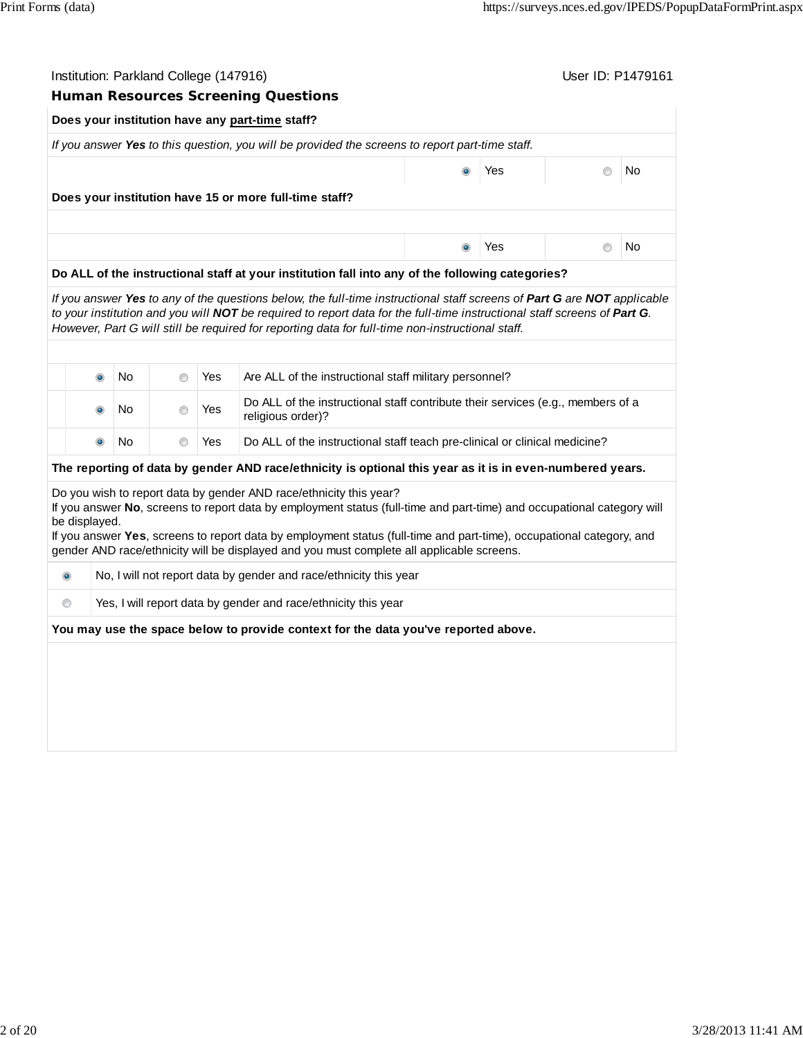Institution: Parkland College (147916)

User ID: P1479161

## Human Resources Screening Questions

**Does your institution have any part-time staff?**

*If you answer **Yes** to this question, you will be provided the screens to report part-time staff.*

| | |
|---|---|
| ◉ Yes | ○ No |

**Does your institution have 15 or more full-time staff?**

| | |
|---|---|
| ◉ Yes | ○ No |

**Do ALL of the instructional staff at your institution fall into any of the following categories?**

*If you answer **Yes** to any of the questions below, the full-time instructional staff screens of **Part G** are **NOT** applicable to your institution and you will **NOT** be required to report data for the full-time instructional staff screens of **Part G**. However, Part G will still be required for reporting data for full-time non-instructional staff.*

| No | Yes | Question |
|---|---|---|
| ◉ No | ○ Yes | Are ALL of the instructional staff military personnel? |
| ◉ No | ○ Yes | Do ALL of the instructional staff contribute their services (e.g., members of a religious order)? |
| ◉ No | ○ Yes | Do ALL of the instructional staff teach pre-clinical or clinical medicine? |

**The reporting of data by gender AND race/ethnicity is optional this year as it is in even-numbered years.**

Do you wish to report data by gender AND race/ethnicity this year?
If you answer **No**, screens to report data by employment status (full-time and part-time) and occupational category will be displayed.
If you answer **Yes**, screens to report data by employment status (full-time and part-time), occupational category, and gender AND race/ethnicity will be displayed and you must complete all applicable screens.

| | |
|---|---|
| ◉ | No, I will not report data by gender and race/ethnicity this year |
| ○ | Yes, I will report data by gender and race/ethnicity this year |

**You may use the space below to provide context for the data you've reported above.**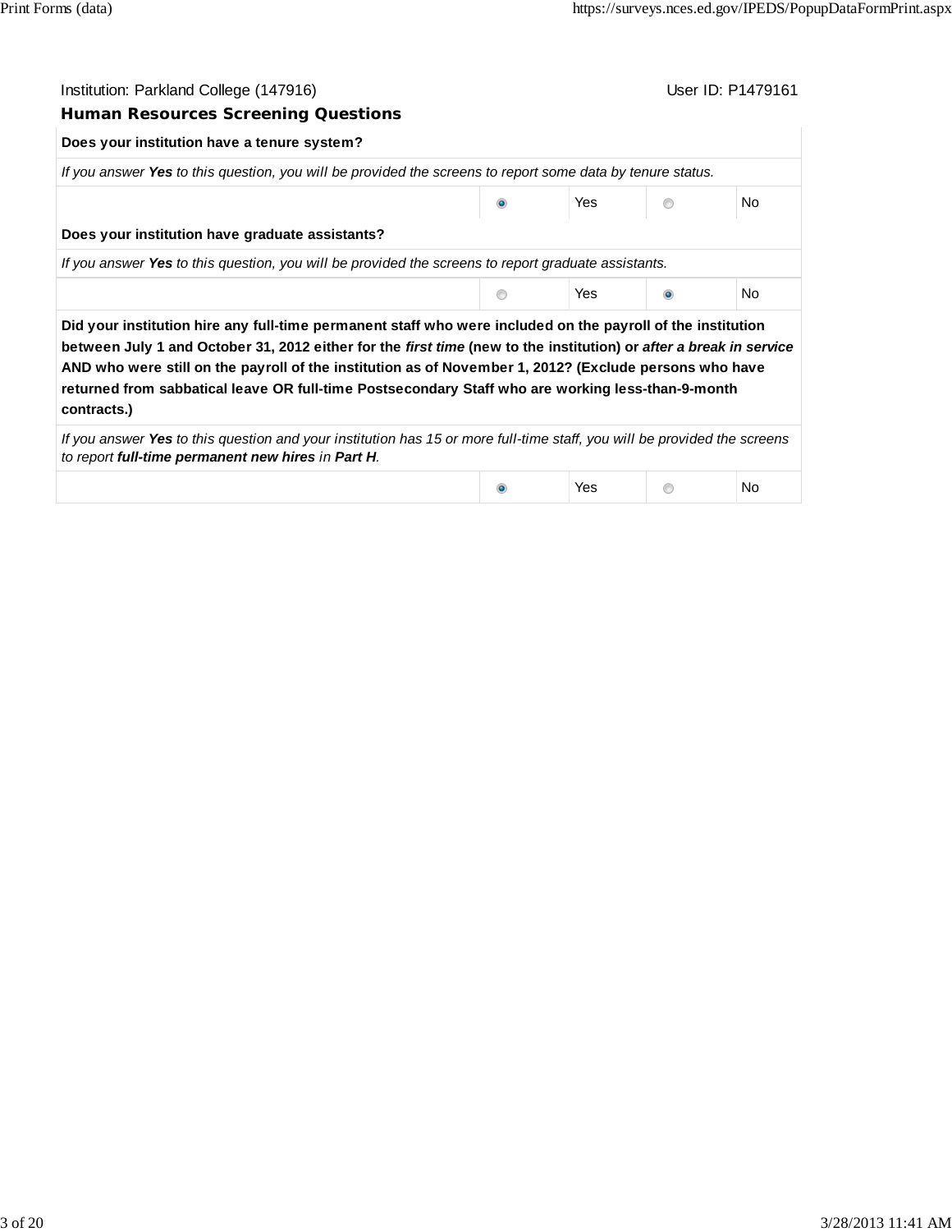Institution: Parkland College (147916) User ID: P1479161

## Human Resources Screening Questions

**Does your institution have a tenure system?**

*If you answer **Yes** to this question, you will be provided the screens to report some data by tenure status.*

| | | | | |
|---|---|---|---|---|
| | ◉ | Yes | ○ | No |

**Does your institution have graduate assistants?**

*If you answer **Yes** to this question, you will be provided the screens to report graduate assistants.*

| | | | | |
|---|---|---|---|---|
| | ○ | Yes | ◉ | No |

**Did your institution hire any full-time permanent staff who were included on the payroll of the institution between July 1 and October 31, 2012 either for the *first time* (new to the institution) or *after a break in service* AND who were still on the payroll of the institution as of November 1, 2012? (Exclude persons who have returned from sabbatical leave OR full-time Postsecondary Staff who are working less-than-9-month contracts.)**

*If you answer **Yes** to this question and your institution has 15 or more full-time staff, you will be provided the screens to report **full-time permanent new hires** in **Part H**.*

| | | | | |
|---|---|---|---|---|
| | ◉ | Yes | ○ | No |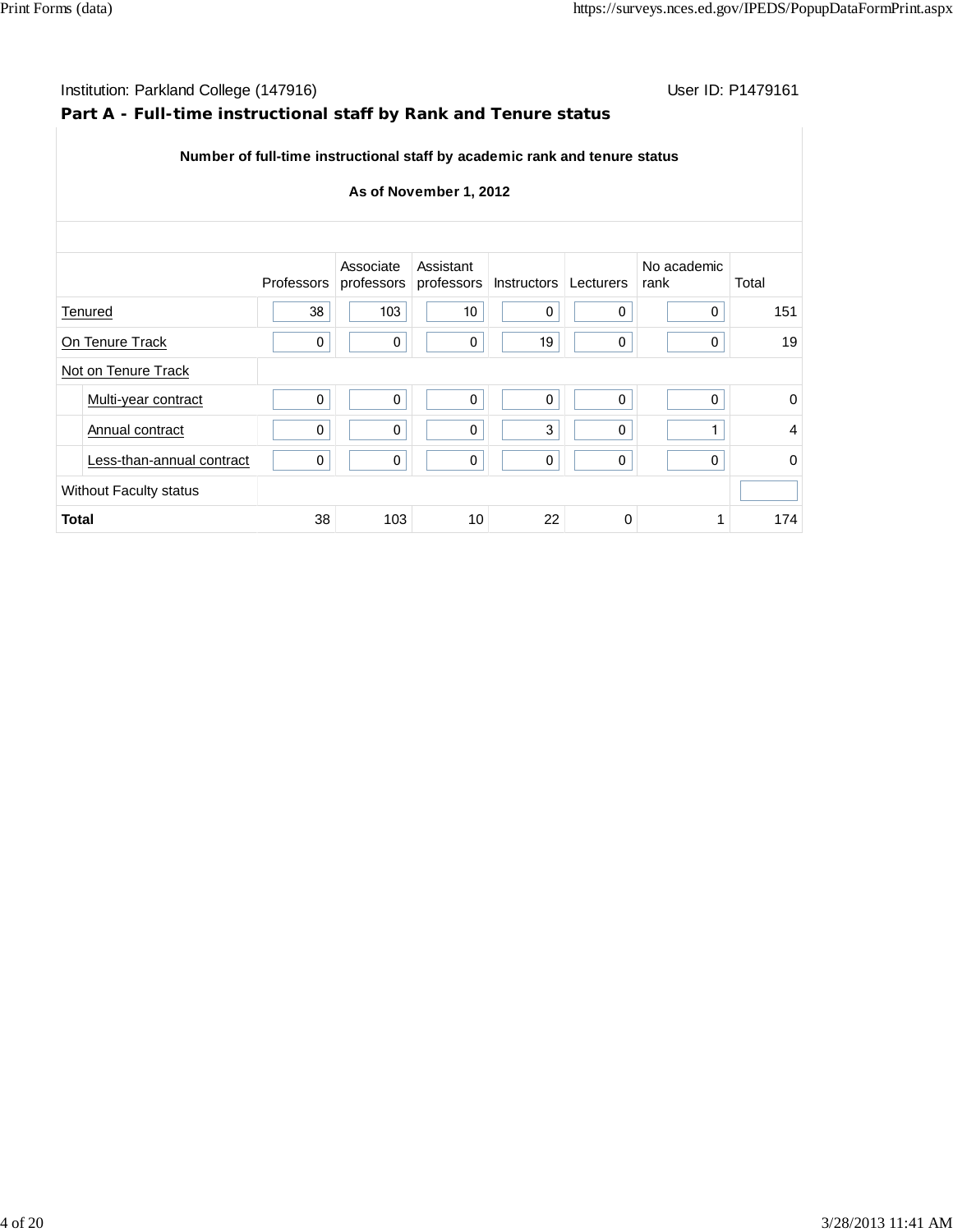Institution: Parkland College (147916) User ID: P1479161

## Part A - Full-time instructional staff by Rank and Tenure status

**Number of full-time instructional staff by academic rank and tenure status**

**As of November 1, 2012**

| | Professors | Associate professors | Assistant professors | Instructors | Lecturers | No academic rank | Total |
|---|---|---|---|---|---|---|---|
| Tenured | 38 | 103 | 10 | 0 | 0 | 0 | 151 |
| On Tenure Track | 0 | 0 | 0 | 19 | 0 | 0 | 19 |
| Not on Tenure Track | | | | | | | |
| Multi-year contract | 0 | 0 | 0 | 0 | 0 | 0 | 0 |
| Annual contract | 0 | 0 | 0 | 3 | 0 | 1 | 4 |
| Less-than-annual contract | 0 | 0 | 0 | 0 | 0 | 0 | 0 |
| Without Faculty status | | | | | | | |
| **Total** | 38 | 103 | 10 | 22 | 0 | 1 | 174 |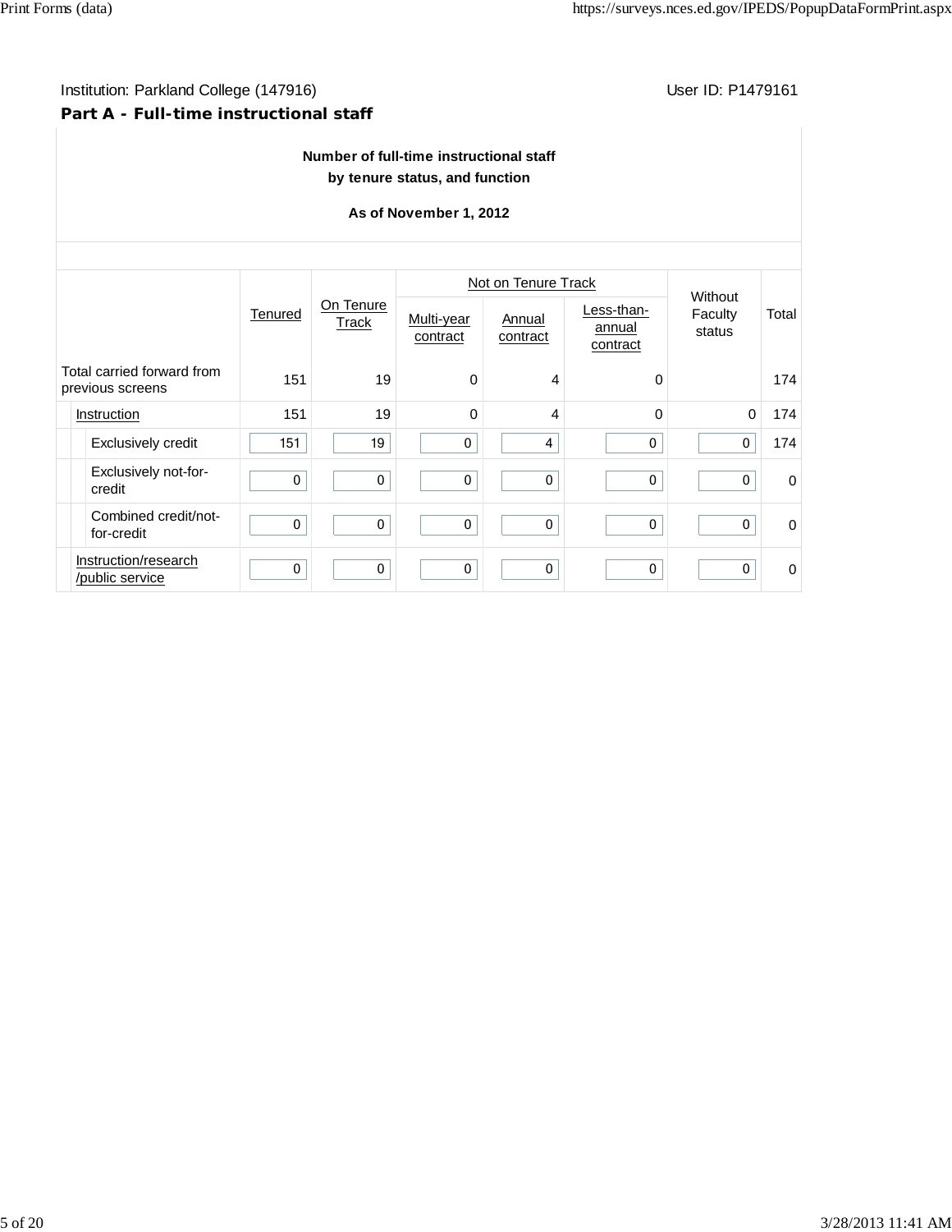Institution: Parkland College (147916) User ID: P1479161

## Part A - Full-time instructional staff

**Number of full-time instructional staff by tenure status, and function**

**As of November 1, 2012**

| | Tenured | On Tenure Track | Not on Tenure Track | | | Without Faculty status | Total |
|---|---|---|---|---|---|---|---|
| | | | Multi-year contract | Annual contract | Less-than-annual contract | | |
| Total carried forward from previous screens | 151 | 19 | 0 | 4 | 0 | | 174 |
| Instruction | 151 | 19 | 0 | 4 | 0 | 0 | 174 |
| Exclusively credit | 151 | 19 | 0 | 4 | 0 | 0 | 174 |
| Exclusively not-for-credit | 0 | 0 | 0 | 0 | 0 | 0 | 0 |
| Combined credit/not-for-credit | 0 | 0 | 0 | 0 | 0 | 0 | 0 |
| Instruction/research /public service | 0 | 0 | 0 | 0 | 0 | 0 | 0 |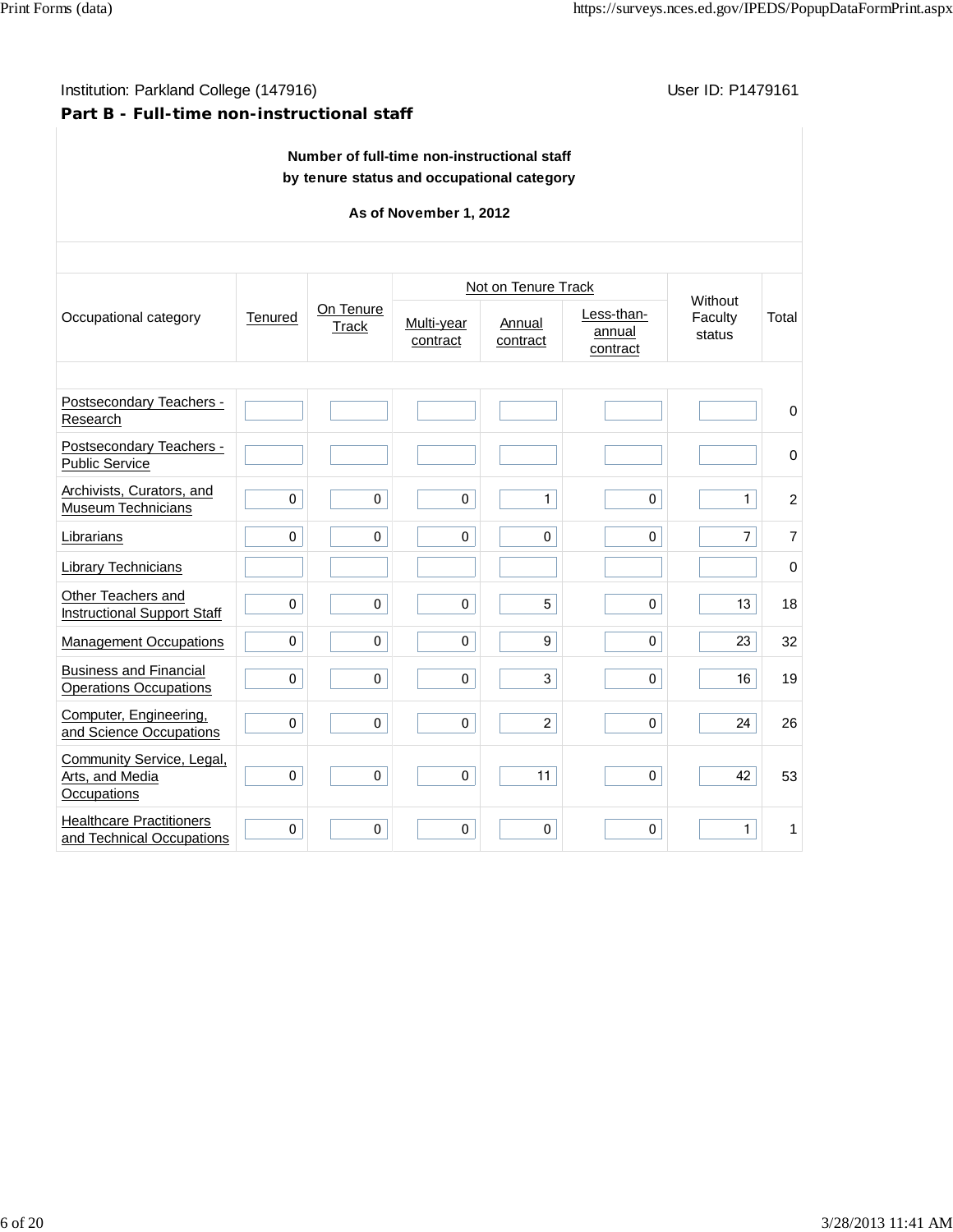Institution: Parkland College (147916) User ID: P1479161

**Part B - Full-time non-instructional staff**

**Number of full-time non-instructional staff by tenure status and occupational category**

**As of November 1, 2012**

| Occupational category | Tenured | On Tenure Track | Not on Tenure Track | | | Without Faculty status | Total |
|---|---|---|---|---|---|---|---|
| | | | Multi-year contract | Annual contract | Less-than-annual contract | | |
| Postsecondary Teachers - Research | | | | | | | 0 |
| Postsecondary Teachers - Public Service | | | | | | | 0 |
| Archivists, Curators, and Museum Technicians | 0 | 0 | 0 | 1 | 0 | 1 | 2 |
| Librarians | 0 | 0 | 0 | 0 | 0 | 7 | 7 |
| Library Technicians | | | | | | | 0 |
| Other Teachers and Instructional Support Staff | 0 | 0 | 0 | 5 | 0 | 13 | 18 |
| Management Occupations | 0 | 0 | 0 | 9 | 0 | 23 | 32 |
| Business and Financial Operations Occupations | 0 | 0 | 0 | 3 | 0 | 16 | 19 |
| Computer, Engineering, and Science Occupations | 0 | 0 | 0 | 2 | 0 | 24 | 26 |
| Community Service, Legal, Arts, and Media Occupations | 0 | 0 | 0 | 11 | 0 | 42 | 53 |
| Healthcare Practitioners and Technical Occupations | 0 | 0 | 0 | 0 | 0 | 1 | 1 |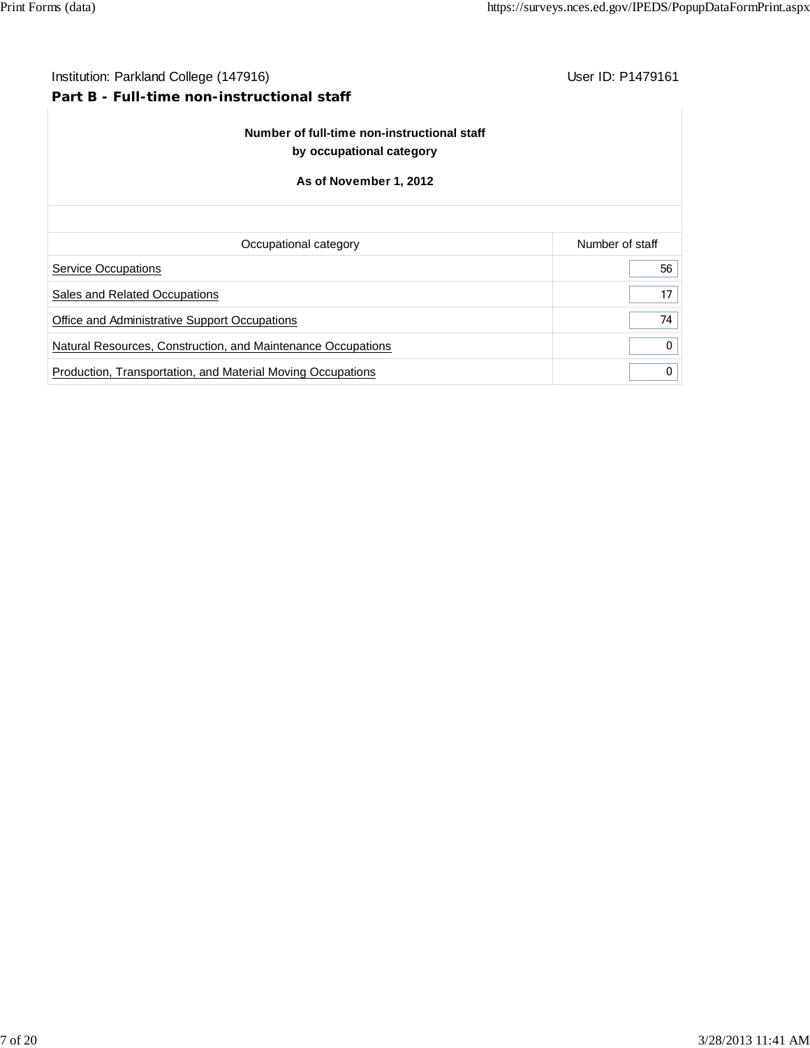Institution: Parkland College (147916) User ID: P1479161

**Part B - Full-time non-instructional staff**

**Number of full-time non-instructional staff by occupational category**

**As of November 1, 2012**

| Occupational category | Number of staff |
| --- | --- |
| Service Occupations | 56 |
| Sales and Related Occupations | 17 |
| Office and Administrative Support Occupations | 74 |
| Natural Resources, Construction, and Maintenance Occupations | 0 |
| Production, Transportation, and Material Moving Occupations | 0 |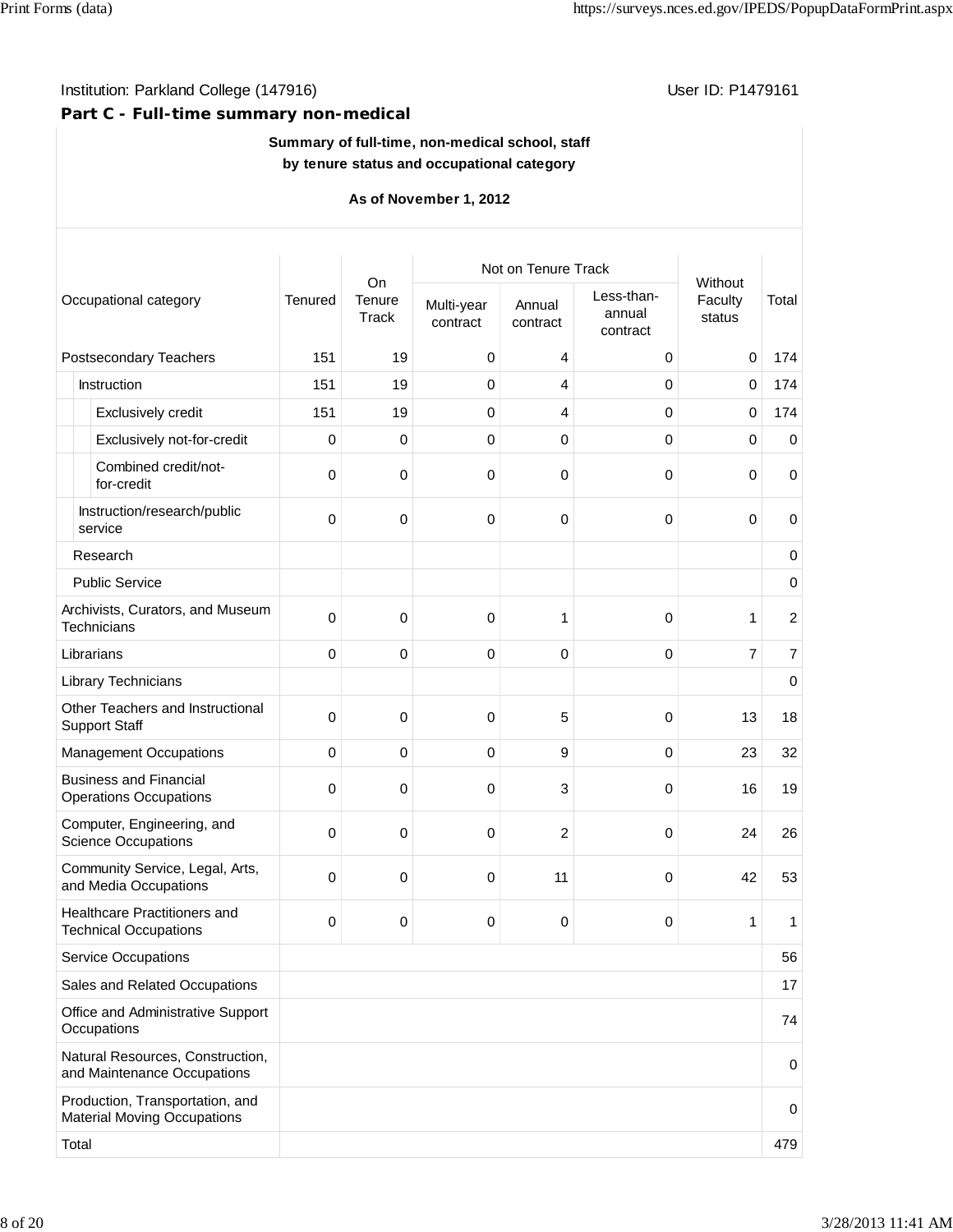Institution: Parkland College (147916) User ID: P1479161

## Part C - Full-time summary non-medical

**Summary of full-time, non-medical school, staff by tenure status and occupational category**

**As of November 1, 2012**

| Occupational category | Tenured | On Tenure Track | Not on Tenure Track | | | Without Faculty status | Total |
|---|---|---|---|---|---|---|---|
| | | | Multi-year contract | Annual contract | Less-than-annual contract | | |
| Postsecondary Teachers | 151 | 19 | 0 | 4 | 0 | 0 | 174 |
| Instruction | 151 | 19 | 0 | 4 | 0 | 0 | 174 |
| Exclusively credit | 151 | 19 | 0 | 4 | 0 | 0 | 174 |
| Exclusively not-for-credit | 0 | 0 | 0 | 0 | 0 | 0 | 0 |
| Combined credit/not-for-credit | 0 | 0 | 0 | 0 | 0 | 0 | 0 |
| Instruction/research/public service | 0 | 0 | 0 | 0 | 0 | 0 | 0 |
| Research | | | | | | | 0 |
| Public Service | | | | | | | 0 |
| Archivists, Curators, and Museum Technicians | 0 | 0 | 0 | 1 | 0 | 1 | 2 |
| Librarians | 0 | 0 | 0 | 0 | 0 | 7 | 7 |
| Library Technicians | | | | | | | 0 |
| Other Teachers and Instructional Support Staff | 0 | 0 | 0 | 5 | 0 | 13 | 18 |
| Management Occupations | 0 | 0 | 0 | 9 | 0 | 23 | 32 |
| Business and Financial Operations Occupations | 0 | 0 | 0 | 3 | 0 | 16 | 19 |
| Computer, Engineering, and Science Occupations | 0 | 0 | 0 | 2 | 0 | 24 | 26 |
| Community Service, Legal, Arts, and Media Occupations | 0 | 0 | 0 | 11 | 0 | 42 | 53 |
| Healthcare Practitioners and Technical Occupations | 0 | 0 | 0 | 0 | 0 | 1 | 1 |
| Service Occupations | | | | | | | 56 |
| Sales and Related Occupations | | | | | | | 17 |
| Office and Administrative Support Occupations | | | | | | | 74 |
| Natural Resources, Construction, and Maintenance Occupations | | | | | | | 0 |
| Production, Transportation, and Material Moving Occupations | | | | | | | 0 |
| Total | | | | | | | 479 |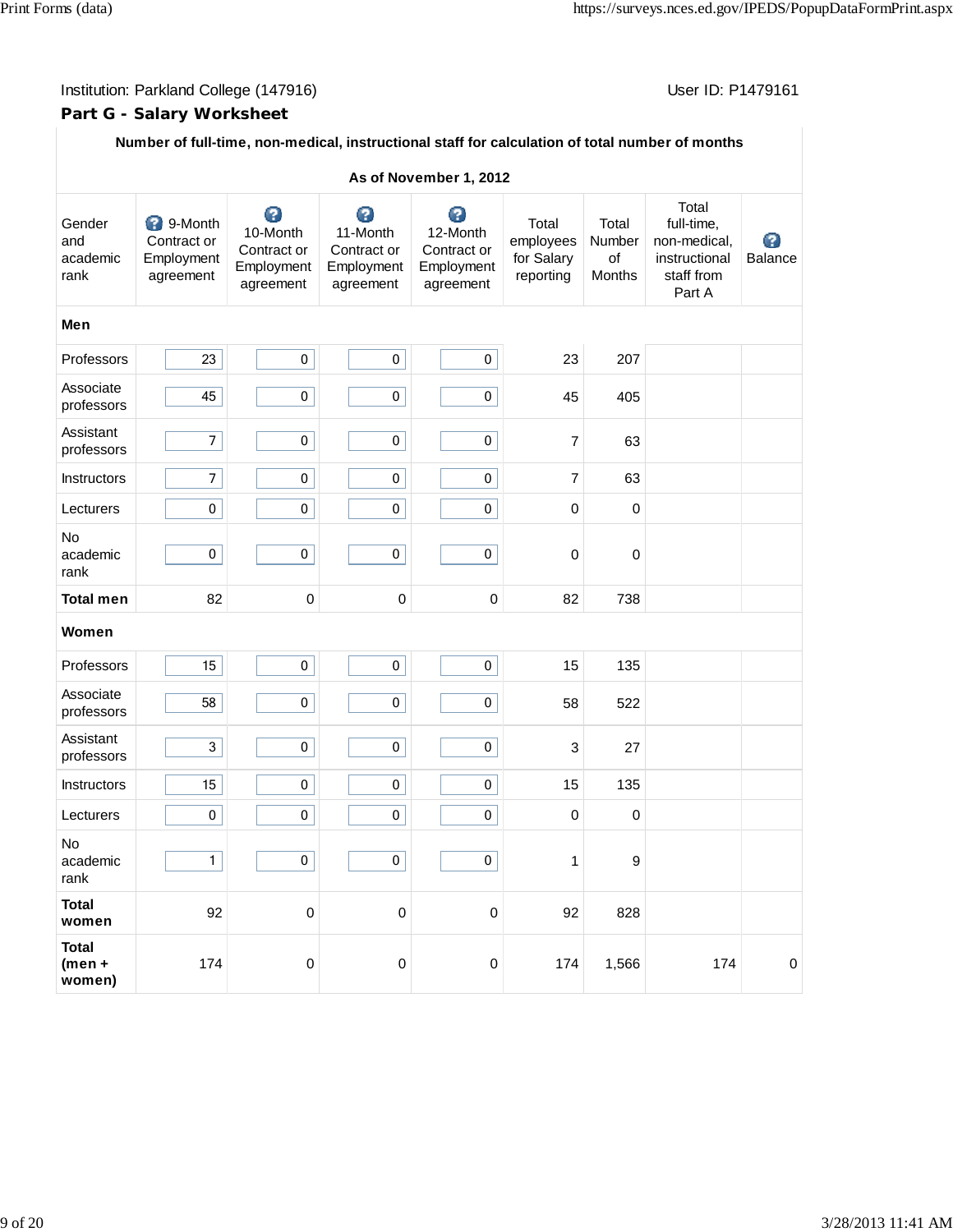Institution: Parkland College (147916)

User ID: P1479161

## Part G - Salary Worksheet

**Number of full-time, non-medical, instructional staff for calculation of total number of months**

**As of November 1, 2012**

| Gender and academic rank | 9-Month Contract or Employment agreement | 10-Month Contract or Employment agreement | 11-Month Contract or Employment agreement | 12-Month Contract or Employment agreement | Total employees for Salary reporting | Total Number of Months | Total full-time, non-medical, instructional staff from Part A | Balance |
|---|---|---|---|---|---|---|---|---|
| **Men** | | | | | | | | |
| Professors | 23 | 0 | 0 | 0 | 23 | 207 | | |
| Associate professors | 45 | 0 | 0 | 0 | 45 | 405 | | |
| Assistant professors | 7 | 0 | 0 | 0 | 7 | 63 | | |
| Instructors | 7 | 0 | 0 | 0 | 7 | 63 | | |
| Lecturers | 0 | 0 | 0 | 0 | 0 | 0 | | |
| No academic rank | 0 | 0 | 0 | 0 | 0 | 0 | | |
| **Total men** | 82 | 0 | 0 | 0 | 82 | 738 | | |
| **Women** | | | | | | | | |
| Professors | 15 | 0 | 0 | 0 | 15 | 135 | | |
| Associate professors | 58 | 0 | 0 | 0 | 58 | 522 | | |
| Assistant professors | 3 | 0 | 0 | 0 | 3 | 27 | | |
| Instructors | 15 | 0 | 0 | 0 | 15 | 135 | | |
| Lecturers | 0 | 0 | 0 | 0 | 0 | 0 | | |
| No academic rank | 1 | 0 | 0 | 0 | 1 | 9 | | |
| **Total women** | 92 | 0 | 0 | 0 | 92 | 828 | | |
| **Total (men + women)** | 174 | 0 | 0 | 0 | 174 | 1,566 | 174 | 0 |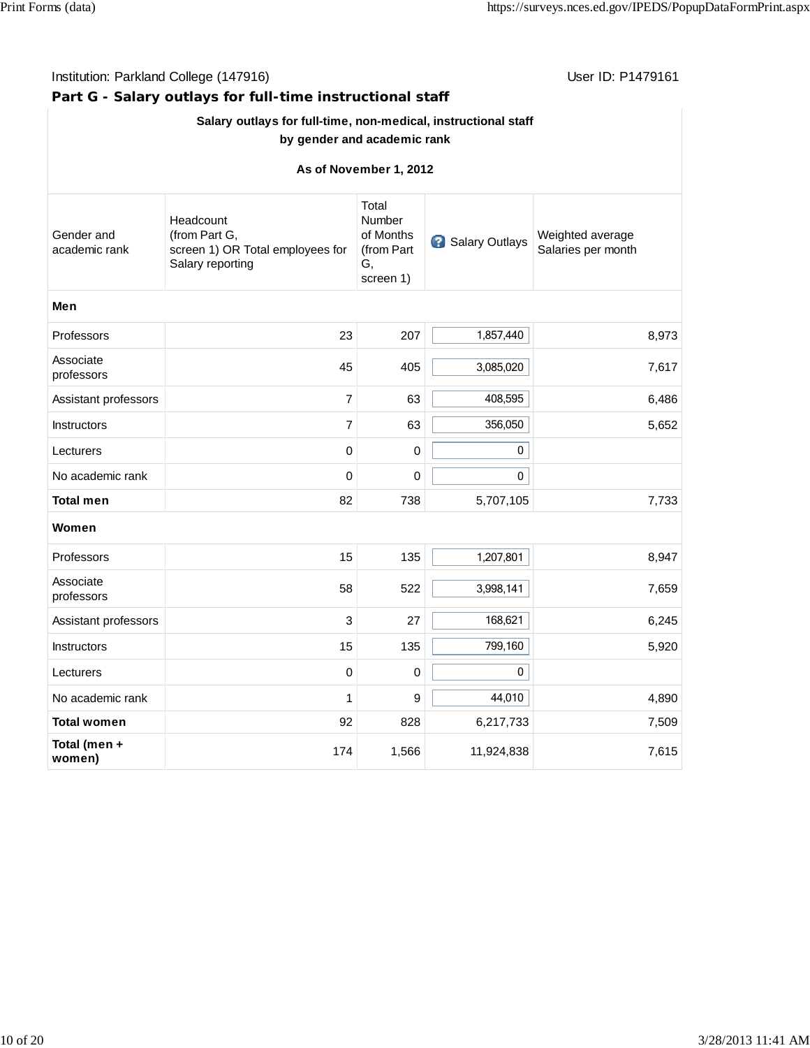Institution: Parkland College (147916)

User ID: P1479161

## Part G - Salary outlays for full-time instructional staff

**Salary outlays for full-time, non-medical, instructional staff by gender and academic rank**

**As of November 1, 2012**

| Gender and academic rank | Headcount (from Part G, screen 1) OR Total employees for Salary reporting | Total Number of Months (from Part G, screen 1) | Salary Outlays | Weighted average Salaries per month |
|---|---|---|---|---|
| **Men** | | | | |
| Professors | 23 | 207 | 1,857,440 | 8,973 |
| Associate professors | 45 | 405 | 3,085,020 | 7,617 |
| Assistant professors | 7 | 63 | 408,595 | 6,486 |
| Instructors | 7 | 63 | 356,050 | 5,652 |
| Lecturers | 0 | 0 | 0 | |
| No academic rank | 0 | 0 | 0 | |
| **Total men** | 82 | 738 | 5,707,105 | 7,733 |
| **Women** | | | | |
| Professors | 15 | 135 | 1,207,801 | 8,947 |
| Associate professors | 58 | 522 | 3,998,141 | 7,659 |
| Assistant professors | 3 | 27 | 168,621 | 6,245 |
| Instructors | 15 | 135 | 799,160 | 5,920 |
| Lecturers | 0 | 0 | 0 | |
| No academic rank | 1 | 9 | 44,010 | 4,890 |
| **Total women** | 92 | 828 | 6,217,733 | 7,509 |
| **Total (men + women)** | 174 | 1,566 | 11,924,838 | 7,615 |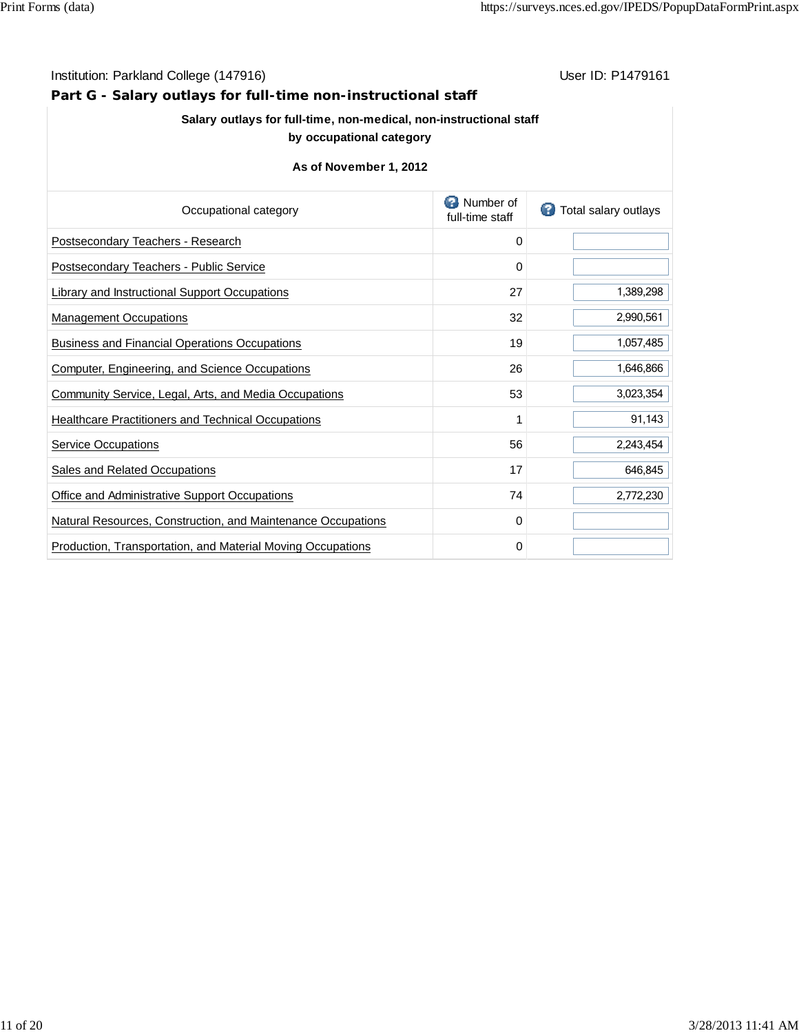Institution: Parkland College (147916) User ID: P1479161

## Part G - Salary outlays for full-time non-instructional staff

**Salary outlays for full-time, non-medical, non-instructional staff by occupational category**

**As of November 1, 2012**

| Occupational category | Number of full-time staff | Total salary outlays |
|---|---|---|
| Postsecondary Teachers - Research | 0 | |
| Postsecondary Teachers - Public Service | 0 | |
| Library and Instructional Support Occupations | 27 | 1,389,298 |
| Management Occupations | 32 | 2,990,561 |
| Business and Financial Operations Occupations | 19 | 1,057,485 |
| Computer, Engineering, and Science Occupations | 26 | 1,646,866 |
| Community Service, Legal, Arts, and Media Occupations | 53 | 3,023,354 |
| Healthcare Practitioners and Technical Occupations | 1 | 91,143 |
| Service Occupations | 56 | 2,243,454 |
| Sales and Related Occupations | 17 | 646,845 |
| Office and Administrative Support Occupations | 74 | 2,772,230 |
| Natural Resources, Construction, and Maintenance Occupations | 0 | |
| Production, Transportation, and Material Moving Occupations | 0 | |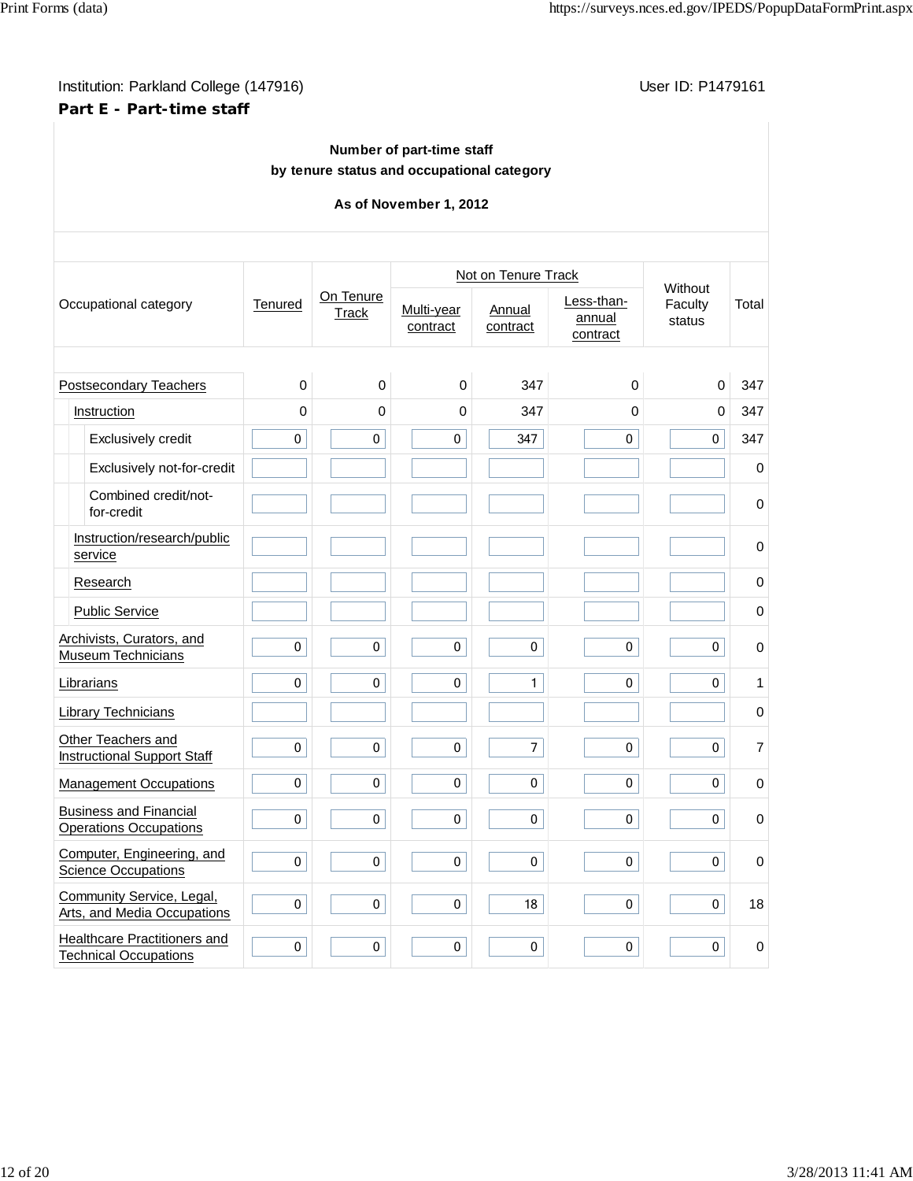Institution: Parkland College (147916) User ID: P1479161

**Part E - Part-time staff**

**Number of part-time staff**
**by tenure status and occupational category**

**As of November 1, 2012**

| Occupational category | Tenured | On Tenure Track | Not on Tenure Track | | | Without Faculty status | Total |
|---|---|---|---|---|---|---|---|
| | | | Multi-year contract | Annual contract | Less-than-annual contract | | |
| Postsecondary Teachers | 0 | 0 | 0 | 347 | 0 | 0 | 347 |
| Instruction | 0 | 0 | 0 | 347 | 0 | 0 | 347 |
| Exclusively credit | 0 | 0 | 0 | 347 | 0 | 0 | 347 |
| Exclusively not-for-credit | | | | | | | 0 |
| Combined credit/not-for-credit | | | | | | | 0 |
| Instruction/research/public service | | | | | | | 0 |
| Research | | | | | | | 0 |
| Public Service | | | | | | | 0 |
| Archivists, Curators, and Museum Technicians | 0 | 0 | 0 | 0 | 0 | 0 | 0 |
| Librarians | 0 | 0 | 0 | 1 | 0 | 0 | 1 |
| Library Technicians | | | | | | | 0 |
| Other Teachers and Instructional Support Staff | 0 | 0 | 0 | 7 | 0 | 0 | 7 |
| Management Occupations | 0 | 0 | 0 | 0 | 0 | 0 | 0 |
| Business and Financial Operations Occupations | 0 | 0 | 0 | 0 | 0 | 0 | 0 |
| Computer, Engineering, and Science Occupations | 0 | 0 | 0 | 0 | 0 | 0 | 0 |
| Community Service, Legal, Arts, and Media Occupations | 0 | 0 | 0 | 18 | 0 | 0 | 18 |
| Healthcare Practitioners and Technical Occupations | 0 | 0 | 0 | 0 | 0 | 0 | 0 |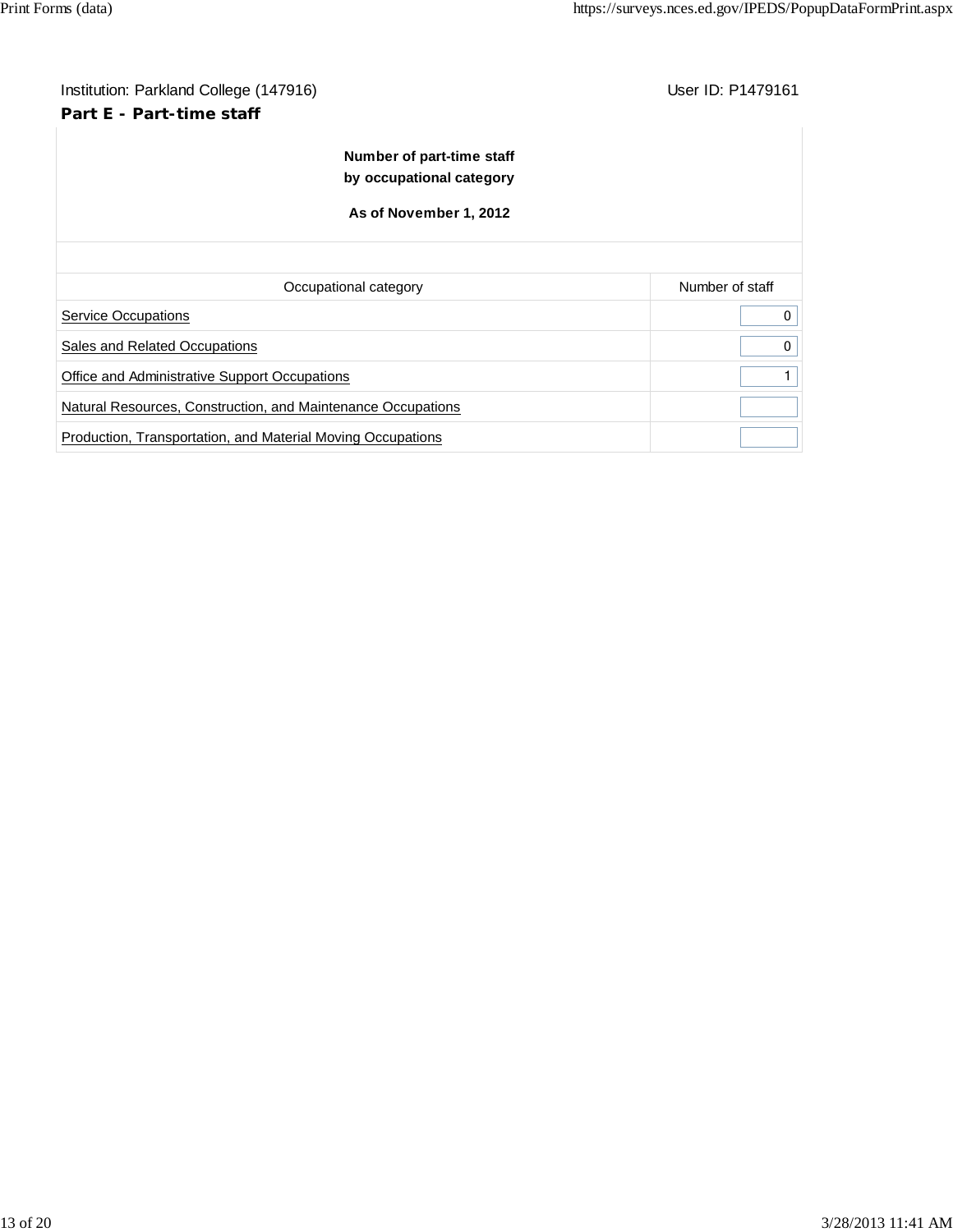Institution: Parkland College (147916) User ID: P1479161

**Part E - Part-time staff**

**Number of part-time staff by occupational category**

**As of November 1, 2012**

| Occupational category | Number of staff |
|---|---|
| Service Occupations | 0 |
| Sales and Related Occupations | 0 |
| Office and Administrative Support Occupations | 1 |
| Natural Resources, Construction, and Maintenance Occupations | |
| Production, Transportation, and Material Moving Occupations | |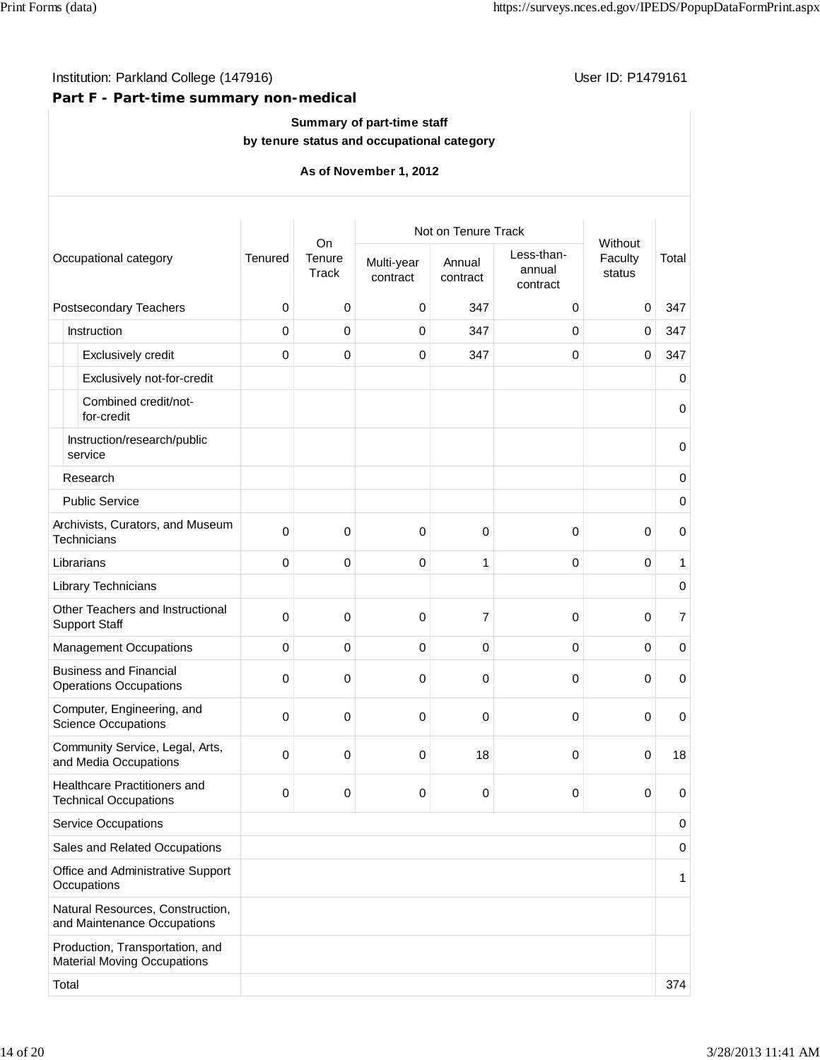Institution: Parkland College (147916) User ID: P1479161

## Part F - Part-time summary non-medical

**Summary of part-time staff**
**by tenure status and occupational category**

**As of November 1, 2012**

| Occupational category | Tenured | On Tenure Track | Not on Tenure Track | | | Without Faculty status | Total |
|---|---|---|---|---|---|---|---|
| | | | Multi-year contract | Annual contract | Less-than-annual contract | | |
| Postsecondary Teachers | 0 | 0 | 0 | 347 | 0 | 0 | 347 |
| Instruction | 0 | 0 | 0 | 347 | 0 | 0 | 347 |
| Exclusively credit | 0 | 0 | 0 | 347 | 0 | 0 | 347 |
| Exclusively not-for-credit | | | | | | | 0 |
| Combined credit/not-for-credit | | | | | | | 0 |
| Instruction/research/public service | | | | | | | 0 |
| Research | | | | | | | 0 |
| Public Service | | | | | | | 0 |
| Archivists, Curators, and Museum Technicians | 0 | 0 | 0 | 0 | 0 | 0 | 0 |
| Librarians | 0 | 0 | 0 | 1 | 0 | 0 | 1 |
| Library Technicians | | | | | | | 0 |
| Other Teachers and Instructional Support Staff | 0 | 0 | 0 | 7 | 0 | 0 | 7 |
| Management Occupations | 0 | 0 | 0 | 0 | 0 | 0 | 0 |
| Business and Financial Operations Occupations | 0 | 0 | 0 | 0 | 0 | 0 | 0 |
| Computer, Engineering, and Science Occupations | 0 | 0 | 0 | 0 | 0 | 0 | 0 |
| Community Service, Legal, Arts, and Media Occupations | 0 | 0 | 0 | 18 | 0 | 0 | 18 |
| Healthcare Practitioners and Technical Occupations | 0 | 0 | 0 | 0 | 0 | 0 | 0 |
| Service Occupations | | | | | | | 0 |
| Sales and Related Occupations | | | | | | | 0 |
| Office and Administrative Support Occupations | | | | | | | 1 |
| Natural Resources, Construction, and Maintenance Occupations | | | | | | | |
| Production, Transportation, and Material Moving Occupations | | | | | | | |
| Total | | | | | | | 374 |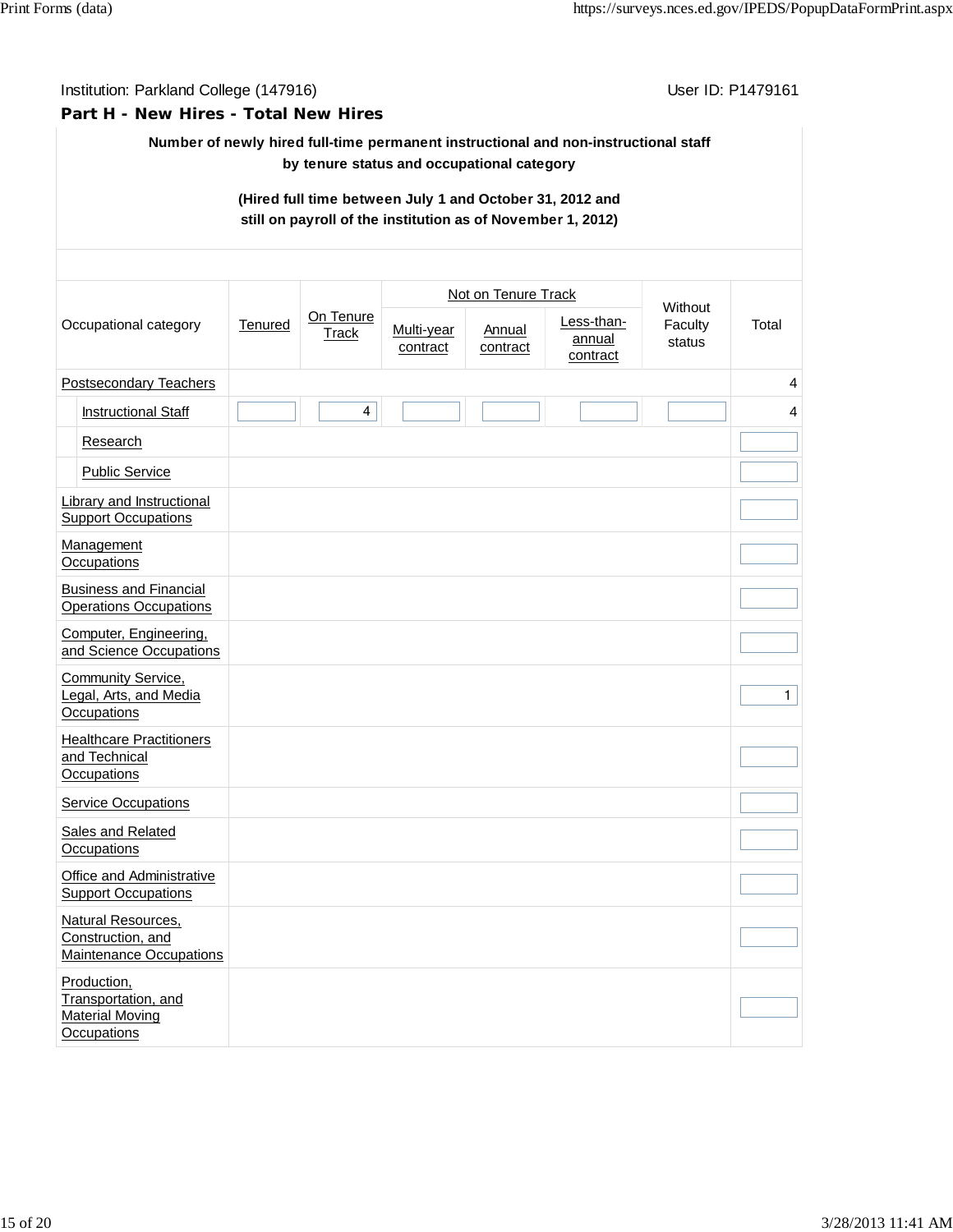Institution: Parkland College (147916) User ID: P1479161

## Part H - New Hires - Total New Hires

**Number of newly hired full-time permanent instructional and non-instructional staff by tenure status and occupational category**

**(Hired full time between July 1 and October 31, 2012 and still on payroll of the institution as of November 1, 2012)**

| Occupational category | Tenured | On Tenure Track | Not on Tenure Track | | | Without Faculty status | Total |
|---|---|---|---|---|---|---|---|
| | | | Multi-year contract | Annual contract | Less-than-annual contract | | |
| Postsecondary Teachers | | | | | | | 4 |
| Instructional Staff | | 4 | | | | | 4 |
| Research | | | | | | | |
| Public Service | | | | | | | |
| Library and Instructional Support Occupations | | | | | | | |
| Management Occupations | | | | | | | |
| Business and Financial Operations Occupations | | | | | | | |
| Computer, Engineering, and Science Occupations | | | | | | | |
| Community Service, Legal, Arts, and Media Occupations | | | | | | | 1 |
| Healthcare Practitioners and Technical Occupations | | | | | | | |
| Service Occupations | | | | | | | |
| Sales and Related Occupations | | | | | | | |
| Office and Administrative Support Occupations | | | | | | | |
| Natural Resources, Construction, and Maintenance Occupations | | | | | | | |
| Production, Transportation, and Material Moving Occupations | | | | | | | |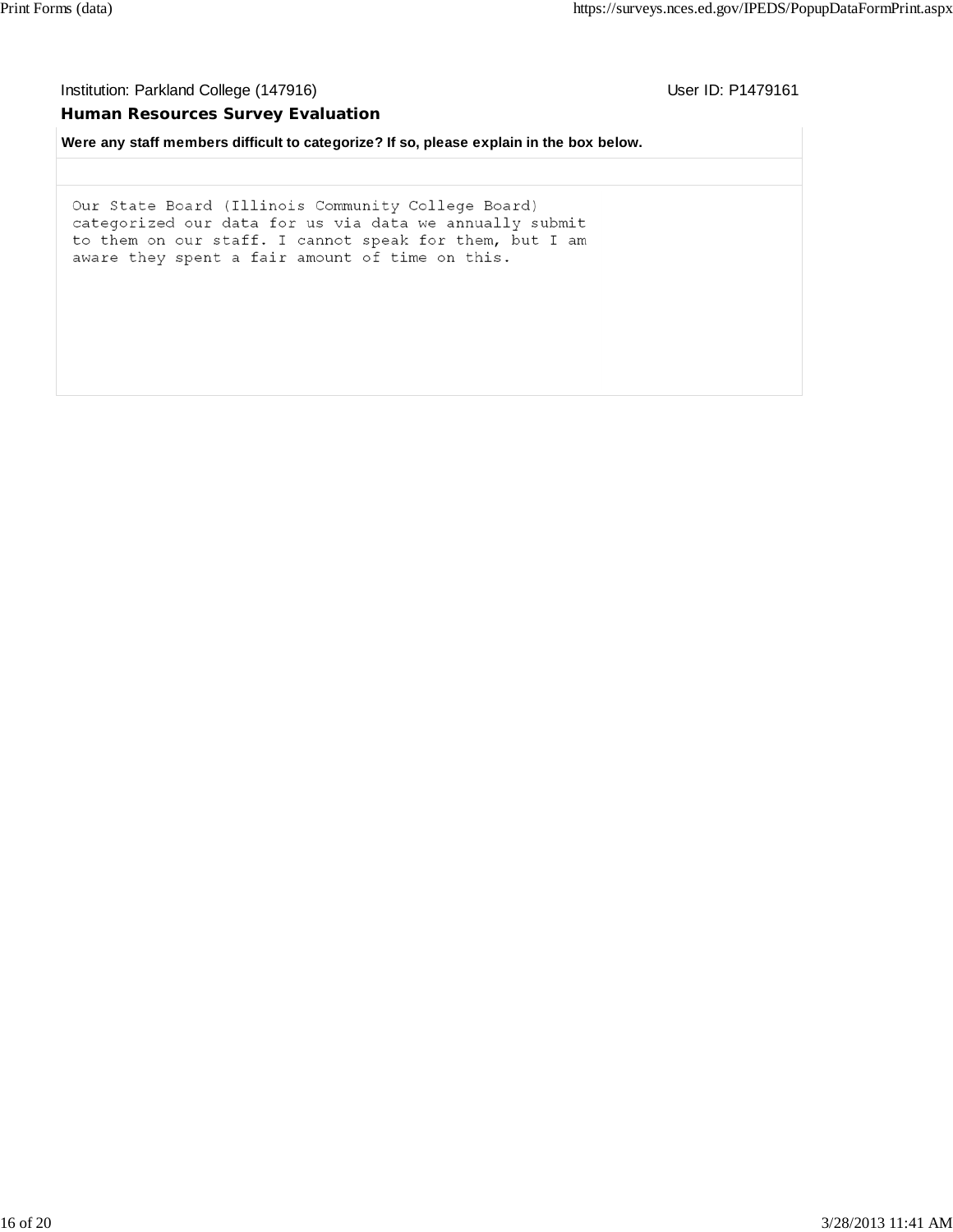Institution: Parkland College (147916) User ID: P1479161

## Human Resources Survey Evaluation

**Were any staff members difficult to categorize? If so, please explain in the box below.**

```
Our State Board (Illinois Community College Board)
categorized our data for us via data we annually submit
to them on our staff. I cannot speak for them, but I am
aware they spent a fair amount of time on this.
```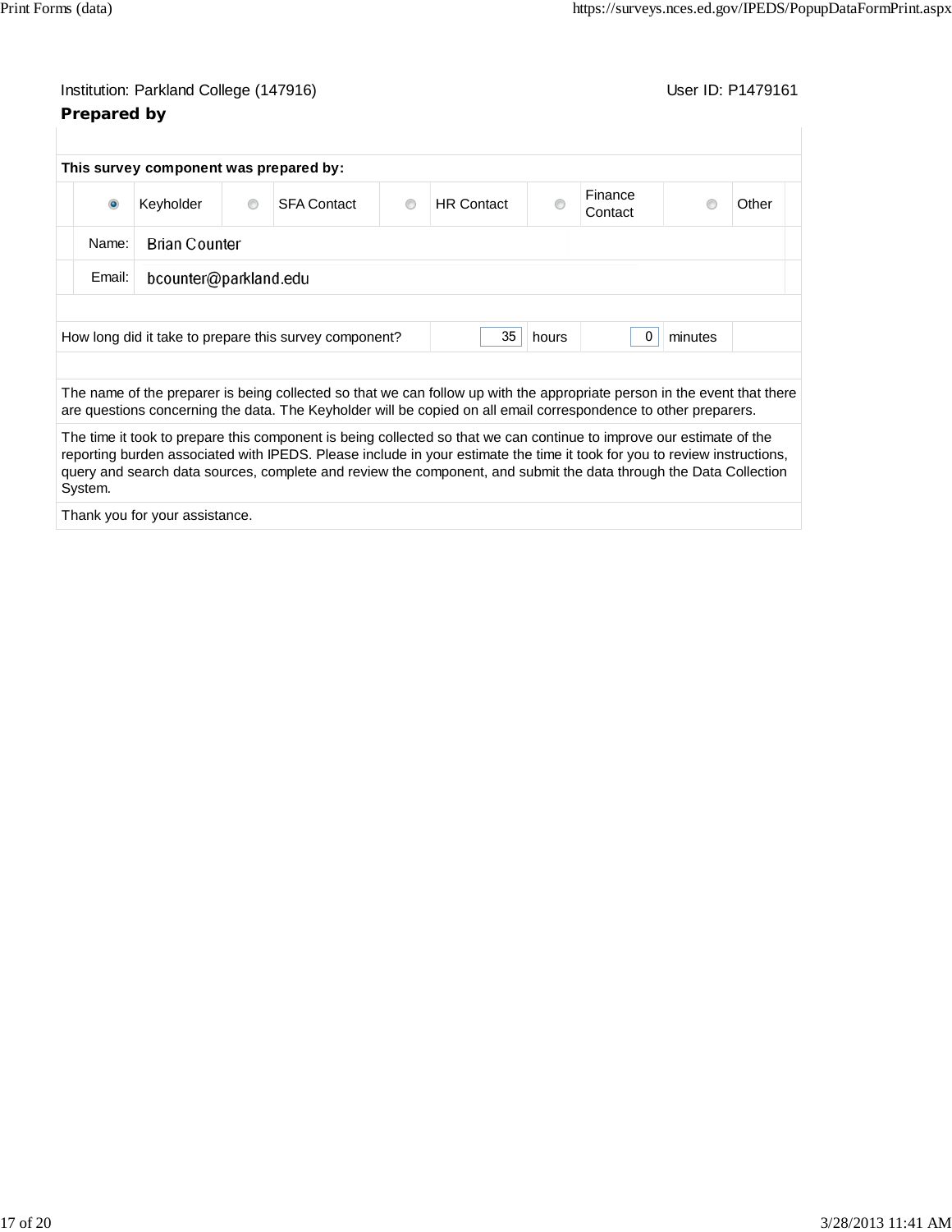Institution: Parkland College (147916) User ID: P1479161

**Prepared by**

**This survey component was prepared by:**

| | | | | |
|---|---|---|---|---|
| (selected) Keyholder | SFA Contact | HR Contact | Finance Contact | Other |

Name: Brian Counter

Email: bcounter@parkland.edu

How long did it take to prepare this survey component? 35 hours 0 minutes

The name of the preparer is being collected so that we can follow up with the appropriate person in the event that there are questions concerning the data. The Keyholder will be copied on all email correspondence to other preparers.

The time it took to prepare this component is being collected so that we can continue to improve our estimate of the reporting burden associated with IPEDS. Please include in your estimate the time it took for you to review instructions, query and search data sources, complete and review the component, and submit the data through the Data Collection System.

Thank you for your assistance.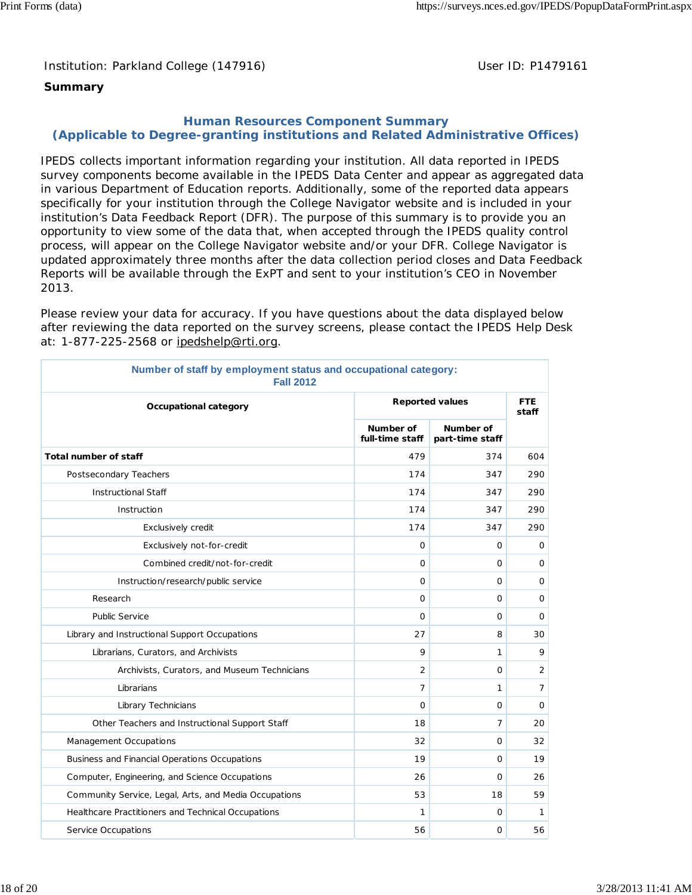Institution: Parkland College (147916)

User ID: P1479161

**Summary**

## Human Resources Component Summary
## (Applicable to Degree-granting institutions and Related Administrative Offices)

IPEDS collects important information regarding your institution. All data reported in IPEDS survey components become available in the IPEDS Data Center and appear as aggregated data in various Department of Education reports. Additionally, some of the reported data appears specifically for your institution through the College Navigator website and is included in your institution's Data Feedback Report (DFR). The purpose of this summary is to provide you an opportunity to view some of the data that, when accepted through the IPEDS quality control process, will appear on the College Navigator website and/or your DFR. College Navigator is updated approximately three months after the data collection period closes and Data Feedback Reports will be available through the ExPT and sent to your institution's CEO in November 2013.

Please review your data for accuracy. If you have questions about the data displayed below after reviewing the data reported on the survey screens, please contact the IPEDS Help Desk at: 1-877-225-2568 or ipedshelp@rti.org.

**Number of staff by employment status and occupational category: Fall 2012**

| Occupational category | Reported values | | FTE staff |
|---|---|---|---|
| | Number of full-time staff | Number of part-time staff | |
| **Total number of staff** | 479 | 374 | 604 |
| Postsecondary Teachers | 174 | 347 | 290 |
| Instructional Staff | 174 | 347 | 290 |
| Instruction | 174 | 347 | 290 |
| Exclusively credit | 174 | 347 | 290 |
| Exclusively not-for-credit | 0 | 0 | 0 |
| Combined credit/not-for-credit | 0 | 0 | 0 |
| Instruction/research/public service | 0 | 0 | 0 |
| Research | 0 | 0 | 0 |
| Public Service | 0 | 0 | 0 |
| Library and Instructional Support Occupations | 27 | 8 | 30 |
| Librarians, Curators, and Archivists | 9 | 1 | 9 |
| Archivists, Curators, and Museum Technicians | 2 | 0 | 2 |
| Librarians | 7 | 1 | 7 |
| Library Technicians | 0 | 0 | 0 |
| Other Teachers and Instructional Support Staff | 18 | 7 | 20 |
| Management Occupations | 32 | 0 | 32 |
| Business and Financial Operations Occupations | 19 | 0 | 19 |
| Computer, Engineering, and Science Occupations | 26 | 0 | 26 |
| Community Service, Legal, Arts, and Media Occupations | 53 | 18 | 59 |
| Healthcare Practitioners and Technical Occupations | 1 | 0 | 1 |
| Service Occupations | 56 | 0 | 56 |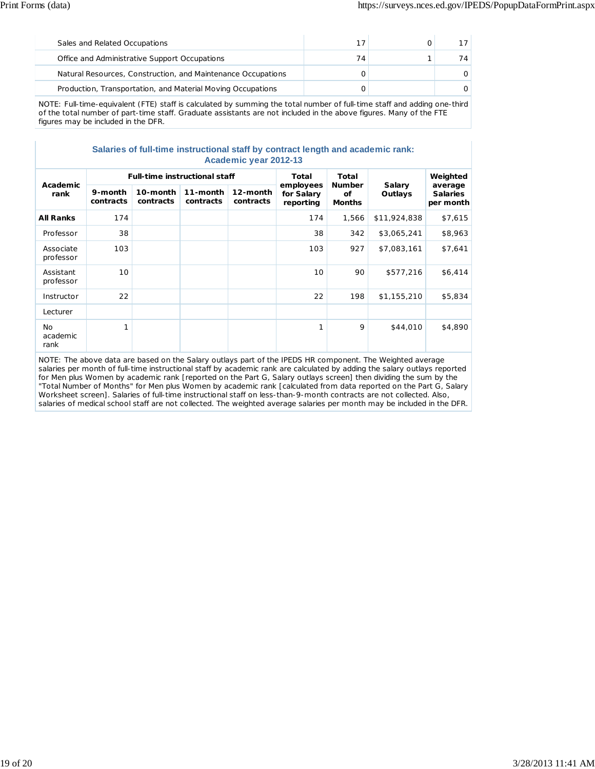| | | | |
|---|---|---|---|
| Sales and Related Occupations | 17 | 0 | 17 |
| Office and Administrative Support Occupations | 74 | 1 | 74 |
| Natural Resources, Construction, and Maintenance Occupations | 0 | | 0 |
| Production, Transportation, and Material Moving Occupations | 0 | | 0 |

NOTE: Full-time-equivalent (FTE) staff is calculated by summing the total number of full-time staff and adding one-third of the total number of part-time staff. Graduate assistants are not included in the above figures. Many of the FTE figures may be included in the DFR.

### Salaries of full-time instructional staff by contract length and academic rank: Academic year 2012-13

| Academic rank | Full-time instructional staff | | | | Total employees for Salary reporting | Total Number of Months | Salary Outlays | Weighted average Salaries per month |
|---|---|---|---|---|---|---|---|---|
| | 9-month contracts | 10-month contracts | 11-month contracts | 12-month contracts | | | | |
| **All Ranks** | 174 | | | | 174 | 1,566 | $11,924,838 | $7,615 |
| Professor | 38 | | | | 38 | 342 | $3,065,241 | $8,963 |
| Associate professor | 103 | | | | 103 | 927 | $7,083,161 | $7,641 |
| Assistant professor | 10 | | | | 10 | 90 | $577,216 | $6,414 |
| Instructor | 22 | | | | 22 | 198 | $1,155,210 | $5,834 |
| Lecturer | | | | | | | | |
| No academic rank | 1 | | | | 1 | 9 | $44,010 | $4,890 |

NOTE: The above data are based on the Salary outlays part of the IPEDS HR component. The Weighted average salaries per month of full-time instructional staff by academic rank are calculated by adding the salary outlays reported for Men plus Women by academic rank [reported on the Part G, Salary outlays screen] then dividing the sum by the "Total Number of Months" for Men plus Women by academic rank [calculated from data reported on the Part G, Salary Worksheet screen]. Salaries of full-time instructional staff on less-than-9-month contracts are not collected. Also, salaries of medical school staff are not collected. The weighted average salaries per month may be included in the DFR.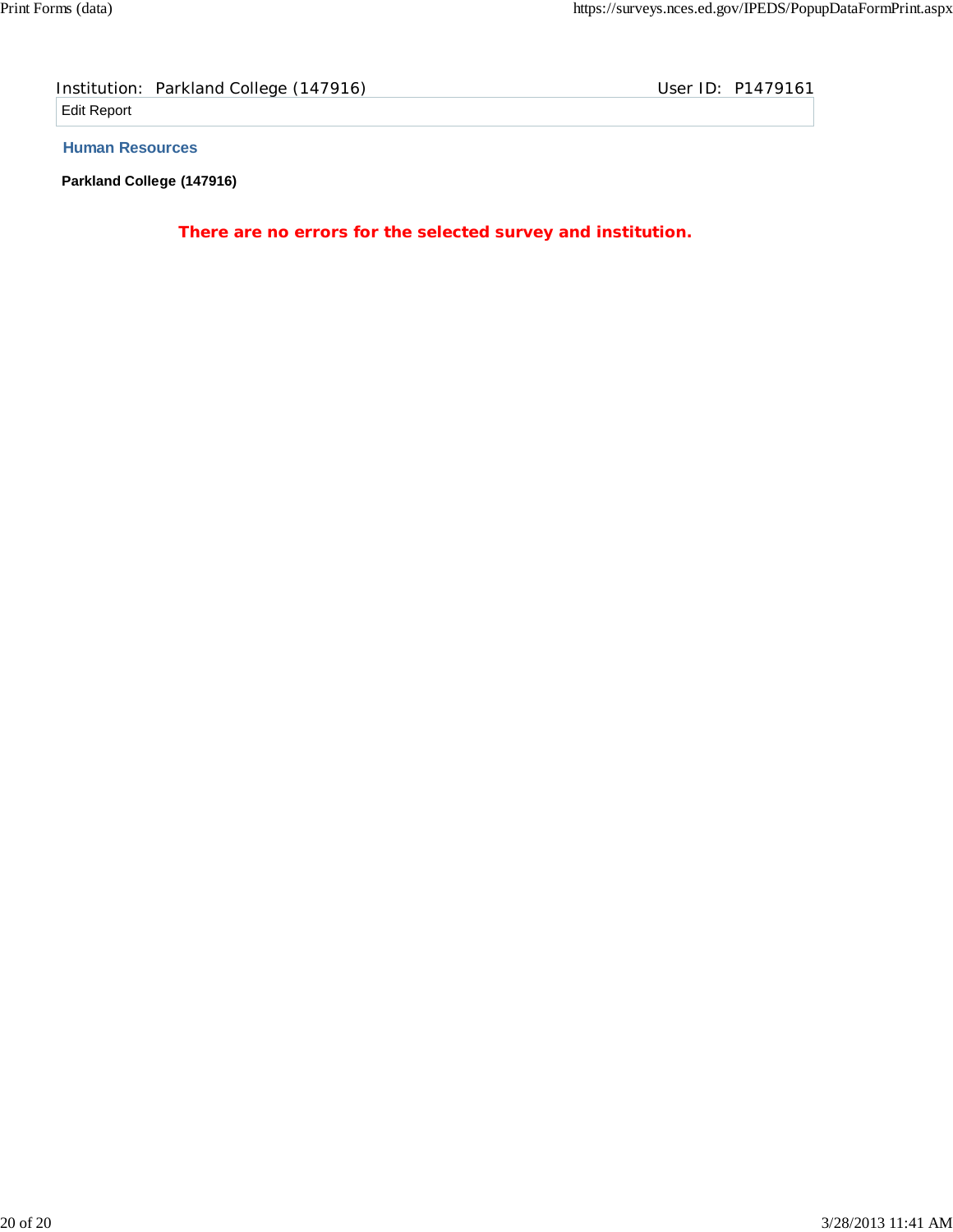Institution: Parkland College (147916) User ID: P1479161

Edit Report

## Human Resources

**Parkland College (147916)**

**There are no errors for the selected survey and institution.**